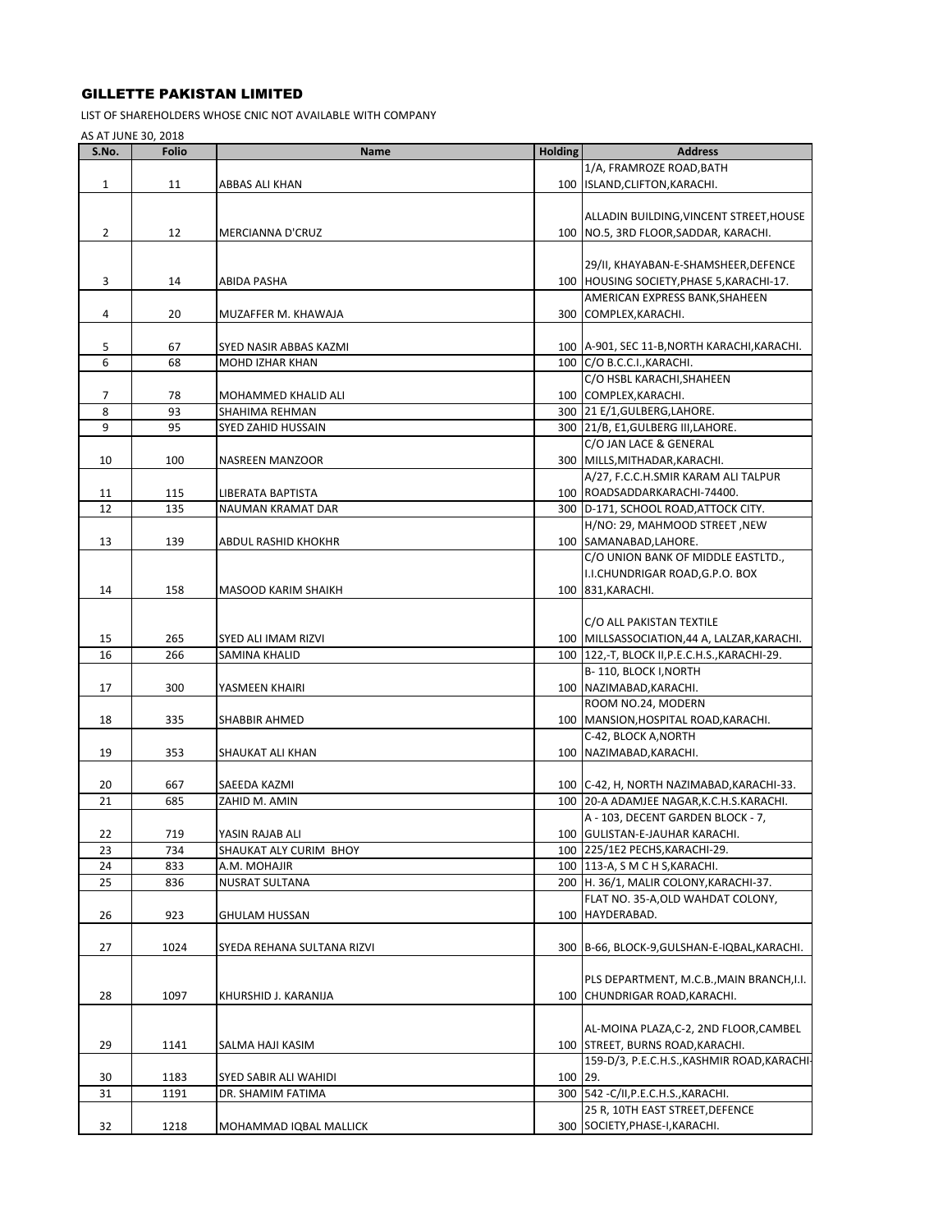# GILLETTE PAKISTAN LIMITED

LIST OF SHAREHOLDERS WHOSE CNIC NOT AVAILABLE WITH COMPANY

AS AT JUNE 30, 2018

| S.No. | Folio | Name | Holding | Address |
|---|---|---|---|---|
| 1 | 11 | ABBAS ALI KHAN | 100 | 1/A, FRAMROZE ROAD,BATH ISLAND,CLIFTON,KARACHI. |
| 2 | 12 | MERCIANNA D'CRUZ | 100 | ALLADIN BUILDING,VINCENT STREET,HOUSE NO.5, 3RD FLOOR,SADDAR, KARACHI. |
| 3 | 14 | ABIDA PASHA | 100 | 29/II, KHAYABAN-E-SHAMSHEER,DEFENCE HOUSING SOCIETY,PHASE 5,KARACHI-17. |
| 4 | 20 | MUZAFFER M. KHAWAJA | 300 | AMERICAN EXPRESS BANK,SHAHEEN COMPLEX,KARACHI. |
| 5 | 67 | SYED NASIR ABBAS KAZMI | 100 | A-901, SEC 11-B,NORTH KARACHI,KARACHI. |
| 6 | 68 | MOHD IZHAR KHAN | 100 | C/O B.C.C.I.,KARACHI. |
| 7 | 78 | MOHAMMED KHALID ALI | 100 | C/O HSBL KARACHI,SHAHEEN COMPLEX,KARACHI. |
| 8 | 93 | SHAHIMA REHMAN | 300 | 21 E/1,GULBERG,LAHORE. |
| 9 | 95 | SYED ZAHID HUSSAIN | 300 | 21/B, E1,GULBERG III,LAHORE. |
| 10 | 100 | NASREEN MANZOOR | 300 | C/O JAN LACE & GENERAL MILLS,MITHADAR,KARACHI. |
| 11 | 115 | LIBERATA BAPTISTA | 100 | A/27, F.C.C.H.SMIR KARAM ALI TALPUR ROADSADDARKARACHI-74400. |
| 12 | 135 | NAUMAN KRAMAT DAR | 300 | D-171, SCHOOL ROAD,ATTOCK CITY. |
| 13 | 139 | ABDUL RASHID KHOKHR | 100 | H/NO: 29, MAHMOOD STREET ,NEW SAMANABAD,LAHORE. |
| 14 | 158 | MASOOD KARIM SHAIKH | 100 | C/O UNION BANK OF MIDDLE EASTLTD., I.I.CHUNDRIGAR ROAD,G.P.O. BOX 831,KARACHI. |
| 15 | 265 | SYED ALI IMAM RIZVI | 100 | C/O ALL PAKISTAN TEXTILE MILLSASSOCIATION,44 A, LALZAR,KARACHI. |
| 16 | 266 | SAMINA KHALID | 100 | 122,-T, BLOCK II,P.E.C.H.S.,KARACHI-29. |
| 17 | 300 | YASMEEN KHAIRI | 100 | B- 110, BLOCK I,NORTH NAZIMABAD,KARACHI. |
| 18 | 335 | SHABBIR AHMED | 100 | ROOM NO.24, MODERN MANSION,HOSPITAL ROAD,KARACHI. |
| 19 | 353 | SHAUKAT ALI KHAN | 100 | C-42, BLOCK A,NORTH NAZIMABAD,KARACHI. |
| 20 | 667 | SAEEDA KAZMI | 100 | C-42, H, NORTH NAZIMABAD,KARACHI-33. |
| 21 | 685 | ZAHID M. AMIN | 100 | 20-A ADAMJEE NAGAR,K.C.H.S.KARACHI. |
| 22 | 719 | YASIN RAJAB ALI | 100 | A - 103, DECENT GARDEN BLOCK - 7, GULISTAN-E-JAUHAR KARACHI. |
| 23 | 734 | SHAUKAT ALY CURIM BHOY | 100 | 225/1E2 PECHS,KARACHI-29. |
| 24 | 833 | A.M. MOHAJIR | 100 | 113-A, S M C H S,KARACHI. |
| 25 | 836 | NUSRAT SULTANA | 200 | H. 36/1, MALIR COLONY,KARACHI-37. |
| 26 | 923 | GHULAM HUSSAN | 100 | FLAT NO. 35-A,OLD WAHDAT COLONY, HAYDERABAD. |
| 27 | 1024 | SYEDA REHANA SULTANA RIZVI | 300 | B-66, BLOCK-9,GULSHAN-E-IQBAL,KARACHI. |
| 28 | 1097 | KHURSHID J. KARANIJA | 100 | PLS DEPARTMENT, M.C.B.,MAIN BRANCH,I.I. CHUNDRIGAR ROAD,KARACHI. |
| 29 | 1141 | SALMA HAJI KASIM | 100 | AL-MOINA PLAZA,C-2, 2ND FLOOR,CAMBEL STREET, BURNS ROAD,KARACHI. |
| 30 | 1183 | SYED SABIR ALI WAHIDI | 100 | 159-D/3, P.E.C.H.S.,KASHMIR ROAD,KARACHI-29. |
| 31 | 1191 | DR. SHAMIM FATIMA | 300 | 542 -C/II,P.E.C.H.S.,KARACHI. |
| 32 | 1218 | MOHAMMAD IQBAL MALLICK | 300 | 25 R, 10TH EAST STREET,DEFENCE SOCIETY,PHASE-I,KARACHI. |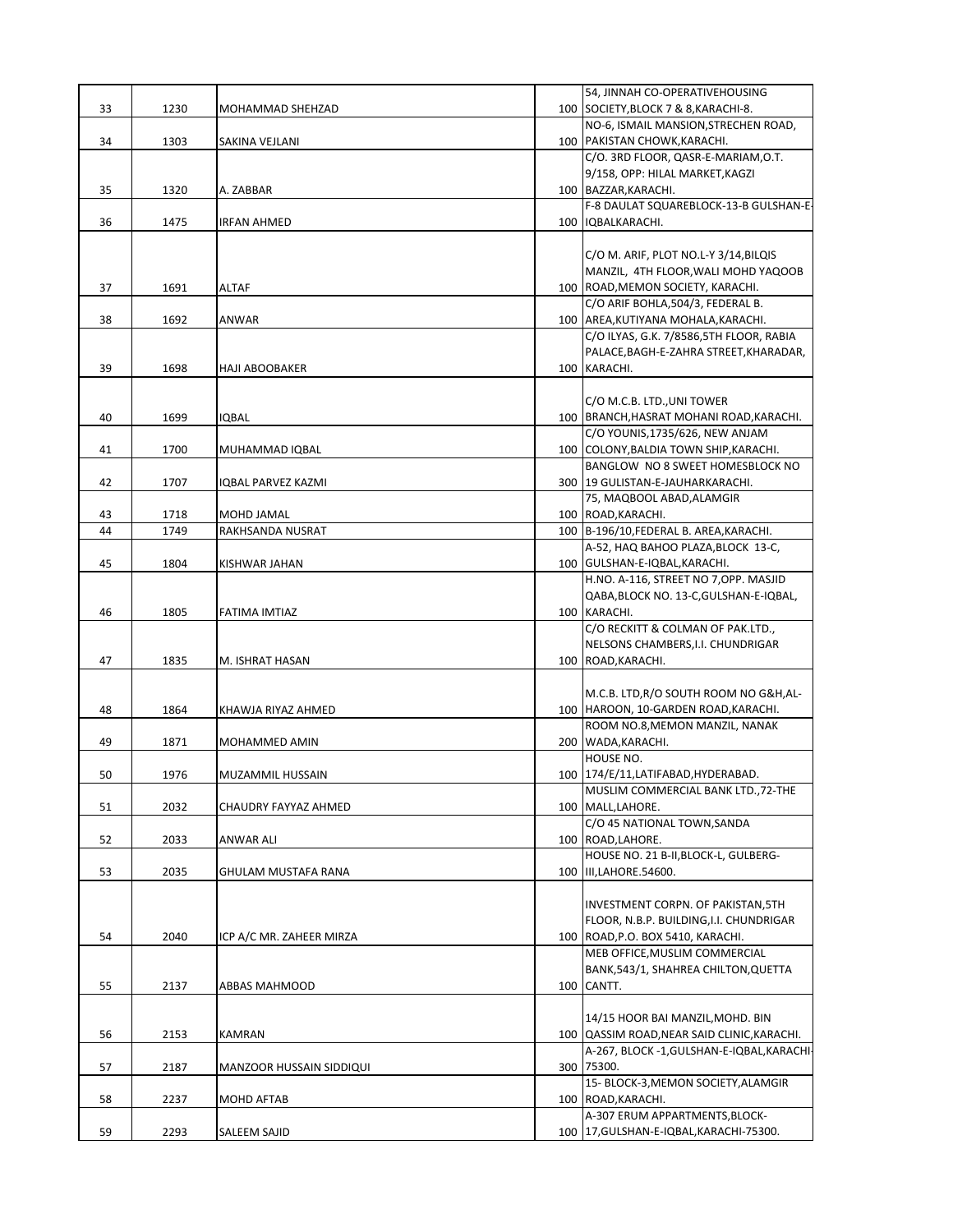| | | | | |
|---|---|---|---|---|
| 33 | 1230 | MOHAMMAD SHEHZAD | 100 | 54, JINNAH CO-OPERATIVEHOUSING SOCIETY,BLOCK 7 & 8,KARACHI-8. |
| 34 | 1303 | SAKINA VEJLANI | 100 | NO-6, ISMAIL MANSION,STRECHEN ROAD, PAKISTAN CHOWK,KARACHI. |
| 35 | 1320 | A. ZABBAR | 100 | C/O. 3RD FLOOR, QASR-E-MARIAM,O.T. 9/158, OPP: HILAL MARKET,KAGZI BAZZAR,KARACHI. |
| 36 | 1475 | IRFAN AHMED | 100 | F-8 DAULAT SQUAREBLOCK-13-B GULSHAN-E-IQBALKARACHI. |
| 37 | 1691 | ALTAF | 100 | C/O M. ARIF, PLOT NO.L-Y 3/14,BILQIS MANZIL, 4TH FLOOR,WALI MOHD YAQOOB ROAD,MEMON SOCIETY, KARACHI. |
| 38 | 1692 | ANWAR | 100 | C/O ARIF BOHLA,504/3, FEDERAL B. AREA,KUTIYANA MOHALA,KARACHI. |
| 39 | 1698 | HAJI ABOOBAKER | 100 | C/O ILYAS, G.K. 7/8586,5TH FLOOR, RABIA PALACE,BAGH-E-ZAHRA STREET,KHARADAR, KARACHI. |
| 40 | 1699 | IQBAL | 100 | C/O M.C.B. LTD.,UNI TOWER BRANCH,HASRAT MOHANI ROAD,KARACHI. |
| 41 | 1700 | MUHAMMAD IQBAL | 100 | C/O YOUNIS,1735/626, NEW ANJAM COLONY,BALDIA TOWN SHIP,KARACHI. |
| 42 | 1707 | IQBAL PARVEZ KAZMI | 300 | BANGLOW NO 8 SWEET HOMESBLOCK NO 19 GULISTAN-E-JAUHARKARACHI. |
| 43 | 1718 | MOHD JAMAL | 100 | 75, MAQBOOL ABAD,ALAMGIR ROAD,KARACHI. |
| 44 | 1749 | RAKHSANDA NUSRAT | 100 | B-196/10,FEDERAL B. AREA,KARACHI. |
| 45 | 1804 | KISHWAR JAHAN | 100 | A-52, HAQ BAHOO PLAZA,BLOCK 13-C, GULSHAN-E-IQBAL,KARACHI. |
| 46 | 1805 | FATIMA IMTIAZ | 100 | H.NO. A-116, STREET NO 7,OPP. MASJID QABA,BLOCK NO. 13-C,GULSHAN-E-IQBAL, KARACHI. |
| 47 | 1835 | M. ISHRAT HASAN | 100 | C/O RECKITT & COLMAN OF PAK.LTD., NELSONS CHAMBERS,I.I. CHUNDRIGAR ROAD,KARACHI. |
| 48 | 1864 | KHAWJA RIYAZ AHMED | 100 | M.C.B. LTD,R/O SOUTH ROOM NO G&H,AL-HAROON, 10-GARDEN ROAD,KARACHI. |
| 49 | 1871 | MOHAMMED AMIN | 200 | ROOM NO.8,MEMON MANZIL, NANAK WADA,KARACHI. |
| 50 | 1976 | MUZAMMIL HUSSAIN | 100 | HOUSE NO. 174/E/11,LATIFABAD,HYDERABAD. |
| 51 | 2032 | CHAUDRY FAYYAZ AHMED | 100 | MUSLIM COMMERCIAL BANK LTD.,72-THE MALL,LAHORE. |
| 52 | 2033 | ANWAR ALI | 100 | C/O 45 NATIONAL TOWN,SANDA ROAD,LAHORE. |
| 53 | 2035 | GHULAM MUSTAFA RANA | 100 | HOUSE NO. 21 B-II,BLOCK-L, GULBERG-III,LAHORE.54600. |
| 54 | 2040 | ICP A/C MR. ZAHEER MIRZA | 100 | INVESTMENT CORPN. OF PAKISTAN,5TH FLOOR, N.B.P. BUILDING,I.I. CHUNDRIGAR ROAD,P.O. BOX 5410, KARACHI. |
| 55 | 2137 | ABBAS MAHMOOD | 100 | MEB OFFICE,MUSLIM COMMERCIAL BANK,543/1, SHAHREA CHILTON,QUETTA CANTT. |
| 56 | 2153 | KAMRAN | 100 | 14/15 HOOR BAI MANZIL,MOHD. BIN QASSIM ROAD,NEAR SAID CLINIC,KARACHI. |
| 57 | 2187 | MANZOOR HUSSAIN SIDDIQUI | 300 | A-267, BLOCK -1,GULSHAN-E-IQBAL,KARACHI-75300. |
| 58 | 2237 | MOHD AFTAB | 100 | 15- BLOCK-3,MEMON SOCIETY,ALAMGIR ROAD,KARACHI. |
| 59 | 2293 | SALEEM SAJID | 100 | A-307 ERUM APPARTMENTS,BLOCK-17,GULSHAN-E-IQBAL,KARACHI-75300. |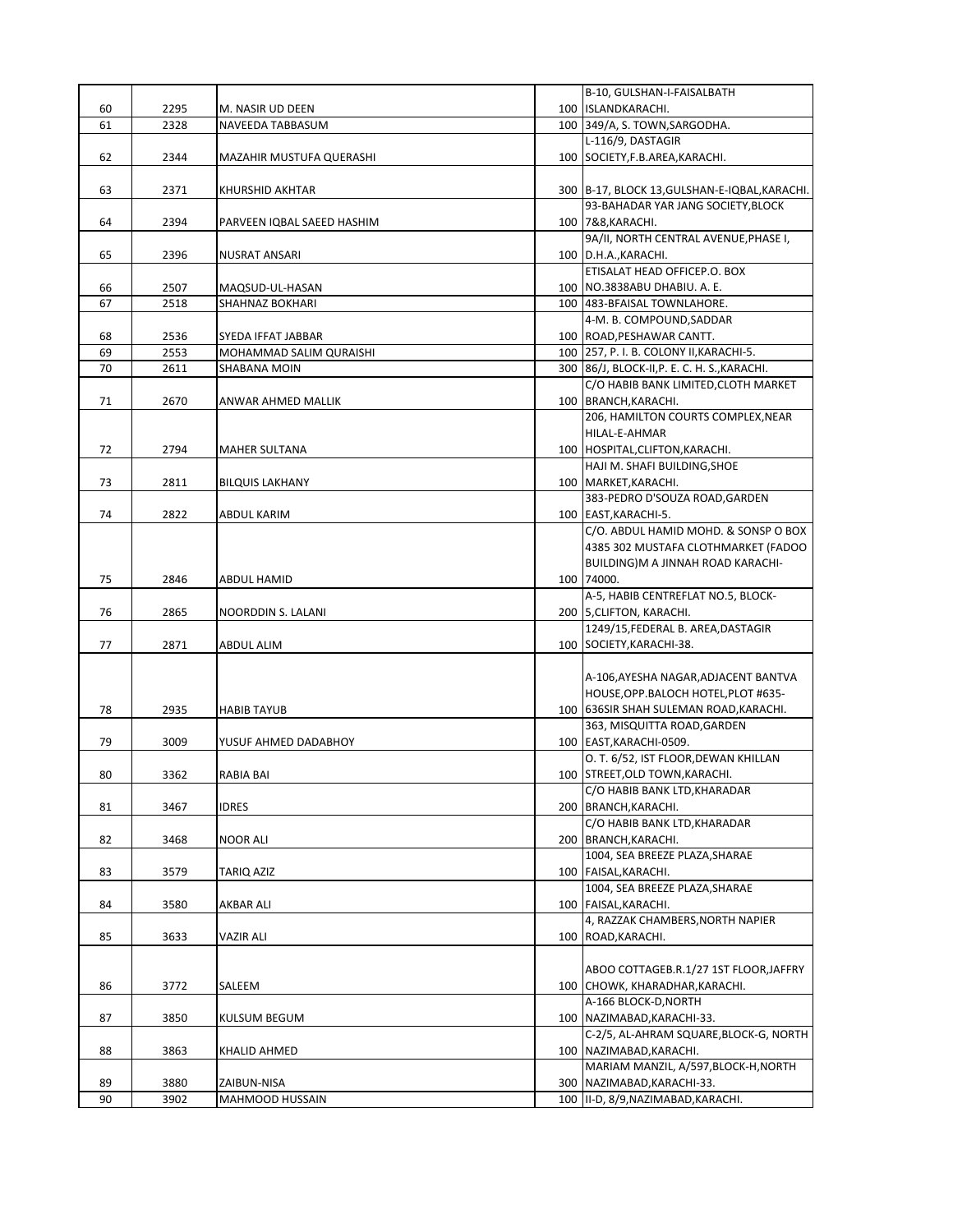|  |  |  |  |  |
|---|---|---|---|---|
| 60 | 2295 | M. NASIR UD DEEN | 100 | B-10, GULSHAN-I-FAISALBATH ISLANDKARACHI. |
| 61 | 2328 | NAVEEDA TABBASUM | 100 | 349/A, S. TOWN,SARGODHA. |
| 62 | 2344 | MAZAHIR MUSTUFA QUERASHI | 100 | L-116/9, DASTAGIR SOCIETY,F.B.AREA,KARACHI. |
| 63 | 2371 | KHURSHID AKHTAR | 300 | B-17, BLOCK 13,GULSHAN-E-IQBAL,KARACHI. |
| 64 | 2394 | PARVEEN IQBAL SAEED HASHIM | 100 | 93-BAHADAR YAR JANG SOCIETY,BLOCK 7&8,KARACHI. |
| 65 | 2396 | NUSRAT ANSARI | 100 | 9A/II, NORTH CENTRAL AVENUE,PHASE I, D.H.A.,KARACHI. |
| 66 | 2507 | MAQSUD-UL-HASAN | 100 | ETISALAT HEAD OFFICEP.O. BOX NO.3838ABU DHABIU. A. E. |
| 67 | 2518 | SHAHNAZ BOKHARI | 100 | 483-BFAISAL TOWNLAHORE. |
| 68 | 2536 | SYEDA IFFAT JABBAR | 100 | 4-M. B. COMPOUND,SADDAR ROAD,PESHAWAR CANTT. |
| 69 | 2553 | MOHAMMAD SALIM QURAISHI | 100 | 257, P. I. B. COLONY II,KARACHI-5. |
| 70 | 2611 | SHABANA MOIN | 300 | 86/J, BLOCK-II,P. E. C. H. S.,KARACHI. |
| 71 | 2670 | ANWAR AHMED MALLIK | 100 | C/O HABIB BANK LIMITED,CLOTH MARKET BRANCH,KARACHI. |
| 72 | 2794 | MAHER SULTANA | 100 | 206, HAMILTON COURTS COMPLEX,NEAR HILAL-E-AHMAR HOSPITAL,CLIFTON,KARACHI. |
| 73 | 2811 | BILQUIS LAKHANY | 100 | HAJI M. SHAFI BUILDING,SHOE MARKET,KARACHI. |
| 74 | 2822 | ABDUL KARIM | 100 | 383-PEDRO D'SOUZA ROAD,GARDEN EAST,KARACHI-5. |
| 75 | 2846 | ABDUL HAMID | 100 | C/O. ABDUL HAMID MOHD. & SONSP O BOX 4385 302 MUSTAFA CLOTHMARKET (FADOO BUILDING)M A JINNAH ROAD KARACHI-74000. |
| 76 | 2865 | NOORDDIN S. LALANI | 200 | A-5, HABIB CENTREFLAT NO.5, BLOCK-5,CLIFTON, KARACHI. |
| 77 | 2871 | ABDUL ALIM | 100 | 1249/15,FEDERAL B. AREA,DASTAGIR SOCIETY,KARACHI-38. |
| 78 | 2935 | HABIB TAYUB | 100 | A-106,AYESHA NAGAR,ADJACENT BANTVA HOUSE,OPP.BALOCH HOTEL,PLOT #635-636SIR SHAH SULEMAN ROAD,KARACHI. |
| 79 | 3009 | YUSUF AHMED DADABHOY | 100 | 363, MISQUITTA ROAD,GARDEN EAST,KARACHI-0509. |
| 80 | 3362 | RABIA BAI | 100 | O. T. 6/52, IST FLOOR,DEWAN KHILLAN STREET,OLD TOWN,KARACHI. |
| 81 | 3467 | IDRES | 200 | C/O HABIB BANK LTD,KHARADAR BRANCH,KARACHI. |
| 82 | 3468 | NOOR ALI | 200 | C/O HABIB BANK LTD,KHARADAR BRANCH,KARACHI. |
| 83 | 3579 | TARIQ AZIZ | 100 | 1004, SEA BREEZE PLAZA,SHARAE FAISAL,KARACHI. |
| 84 | 3580 | AKBAR ALI | 100 | 1004, SEA BREEZE PLAZA,SHARAE FAISAL,KARACHI. |
| 85 | 3633 | VAZIR ALI | 100 | 4, RAZZAK CHAMBERS,NORTH NAPIER ROAD,KARACHI. |
| 86 | 3772 | SALEEM | 100 | ABOO COTTAGEB.R.1/27 1ST FLOOR,JAFFRY CHOWK, KHARADHAR,KARACHI. |
| 87 | 3850 | KULSUM BEGUM | 100 | A-166 BLOCK-D,NORTH NAZIMABAD,KARACHI-33. |
| 88 | 3863 | KHALID AHMED | 100 | C-2/5, AL-AHRAM SQUARE,BLOCK-G, NORTH NAZIMABAD,KARACHI. |
| 89 | 3880 | ZAIBUN-NISA | 300 | MARIAM MANZIL, A/597,BLOCK-H,NORTH NAZIMABAD,KARACHI-33. |
| 90 | 3902 | MAHMOOD HUSSAIN | 100 | II-D, 8/9,NAZIMABAD,KARACHI. |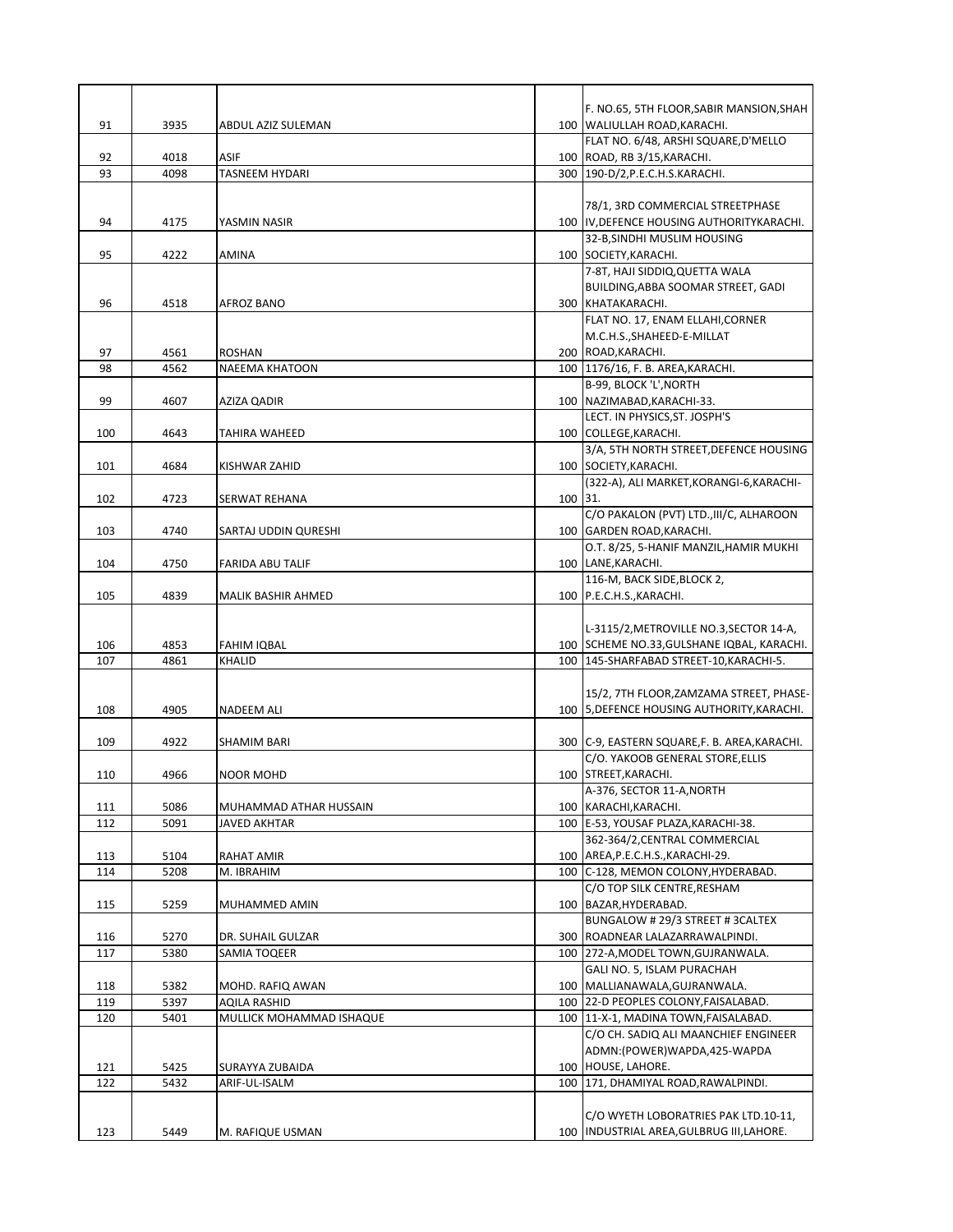| | | | | |
|---|---|---|---|---|
| 91 | 3935 | ABDUL AZIZ SULEMAN | 100 | F. NO.65, 5TH FLOOR,SABIR MANSION,SHAH WALIULLAH ROAD,KARACHI. |
| 92 | 4018 | ASIF | 100 | FLAT NO. 6/48, ARSHI SQUARE,D'MELLO ROAD, RB 3/15,KARACHI. |
| 93 | 4098 | TASNEEM HYDARI | 300 | 190-D/2,P.E.C.H.S.KARACHI. |
| 94 | 4175 | YASMIN NASIR | 100 | 78/1, 3RD COMMERCIAL STREETPHASE IV,DEFENCE HOUSING AUTHORITYKARACHI. |
| 95 | 4222 | AMINA | 100 | 32-B,SINDHI MUSLIM HOUSING SOCIETY,KARACHI. |
| 96 | 4518 | AFROZ BANO | 300 | 7-8T, HAJI SIDDIQ,QUETTA WALA BUILDING,ABBA SOOMAR STREET, GADI KHATAKARACHI. |
| 97 | 4561 | ROSHAN | 200 | FLAT NO. 17, ENAM ELLAHI,CORNER M.C.H.S.,SHAHEED-E-MILLAT ROAD,KARACHI. |
| 98 | 4562 | NAEEMA KHATOON | 100 | 1176/16, F. B. AREA,KARACHI. |
| 99 | 4607 | AZIZA QADIR | 100 | B-99, BLOCK 'L',NORTH NAZIMABAD,KARACHI-33. |
| 100 | 4643 | TAHIRA WAHEED | 100 | LECT. IN PHYSICS,ST. JOSPH'S COLLEGE,KARACHI. |
| 101 | 4684 | KISHWAR ZAHID | 100 | 3/A, 5TH NORTH STREET,DEFENCE HOUSING SOCIETY,KARACHI. |
| 102 | 4723 | SERWAT REHANA | 100 | (322-A), ALI MARKET,KORANGI-6,KARACHI-31. |
| 103 | 4740 | SARTAJ UDDIN QURESHI | 100 | C/O PAKALON (PVT) LTD.,III/C, ALHAROON GARDEN ROAD,KARACHI. |
| 104 | 4750 | FARIDA ABU TALIF | 100 | O.T. 8/25, 5-HANIF MANZIL,HAMIR MUKHI LANE,KARACHI. |
| 105 | 4839 | MALIK BASHIR AHMED | 100 | 116-M, BACK SIDE,BLOCK 2, P.E.C.H.S.,KARACHI. |
| 106 | 4853 | FAHIM IQBAL | 100 | L-3115/2,METROVILLE NO.3,SECTOR 14-A, SCHEME NO.33,GULSHANE IQBAL, KARACHI. |
| 107 | 4861 | KHALID | 100 | 145-SHARFABAD STREET-10,KARACHI-5. |
| 108 | 4905 | NADEEM ALI | 100 | 15/2, 7TH FLOOR,ZAMZAMA STREET, PHASE-5,DEFENCE HOUSING AUTHORITY,KARACHI. |
| 109 | 4922 | SHAMIM BARI | 300 | C-9, EASTERN SQUARE,F. B. AREA,KARACHI. |
| 110 | 4966 | NOOR MOHD | 100 | C/O. YAKOOB GENERAL STORE,ELLIS STREET,KARACHI. |
| 111 | 5086 | MUHAMMAD ATHAR HUSSAIN | 100 | A-376, SECTOR 11-A,NORTH KARACHI,KARACHI. |
| 112 | 5091 | JAVED AKHTAR | 100 | E-53, YOUSAF PLAZA,KARACHI-38. |
| 113 | 5104 | RAHAT AMIR | 100 | 362-364/2,CENTRAL COMMERCIAL AREA,P.E.C.H.S.,KARACHI-29. |
| 114 | 5208 | M. IBRAHIM | 100 | C-128, MEMON COLONY,HYDERABAD. |
| 115 | 5259 | MUHAMMED AMIN | 100 | C/O TOP SILK CENTRE,RESHAM BAZAR,HYDERABAD. |
| 116 | 5270 | DR. SUHAIL GULZAR | 300 | BUNGALOW # 29/3 STREET # 3CALTEX ROADNEAR LALAZARRAWALPINDI. |
| 117 | 5380 | SAMIA TOQEER | 100 | 272-A,MODEL TOWN,GUJRANWALA. |
| 118 | 5382 | MOHD. RAFIQ AWAN | 100 | GALI NO. 5, ISLAM PURACHAH MALLIANAWALA,GUJRANWALA. |
| 119 | 5397 | AQILA RASHID | 100 | 22-D PEOPLES COLONY,FAISALABAD. |
| 120 | 5401 | MULLICK MOHAMMAD ISHAQUE | 100 | 11-X-1, MADINA TOWN,FAISALABAD. |
| 121 | 5425 | SURAYYA ZUBAIDA | 100 | C/O CH. SADIQ ALI MAANCHIEF ENGINEER ADMN:(POWER)WAPDA,425-WAPDA HOUSE, LAHORE. |
| 122 | 5432 | ARIF-UL-ISALM | 100 | 171, DHAMIYAL ROAD,RAWALPINDI. |
| 123 | 5449 | M. RAFIQUE USMAN | 100 | C/O WYETH LOBORATRIES PAK LTD.10-11, INDUSTRIAL AREA,GULBRUG III,LAHORE. |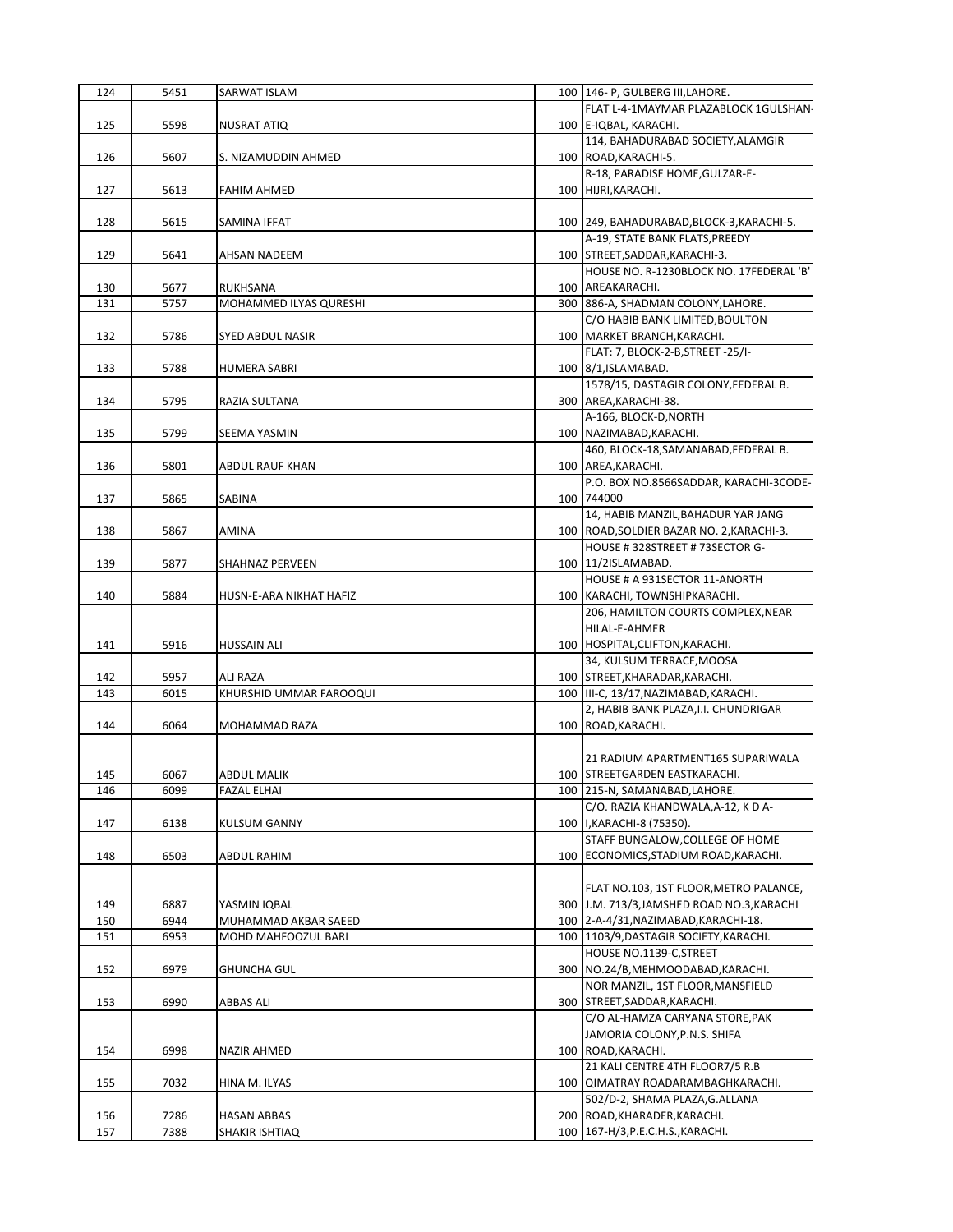| 124 | 5451 | SARWAT ISLAM | 100 | 146- P, GULBERG III,LAHORE. |
|---|---|---|---|---|
| 125 | 5598 | NUSRAT ATIQ | 100 | FLAT L-4-1MAYMAR PLAZABLOCK 1GULSHAN-E-IQBAL, KARACHI. |
| 126 | 5607 | S. NIZAMUDDIN AHMED | 100 | 114, BAHADURABAD SOCIETY,ALAMGIR ROAD,KARACHI-5. |
| 127 | 5613 | FAHIM AHMED | 100 | R-18, PARADISE HOME,GULZAR-E-HIJRI,KARACHI. |
| 128 | 5615 | SAMINA IFFAT | 100 | 249, BAHADURABAD,BLOCK-3,KARACHI-5. |
| 129 | 5641 | AHSAN NADEEM | 100 | A-19, STATE BANK FLATS,PREEDY STREET,SADDAR,KARACHI-3. |
| 130 | 5677 | RUKHSANA | 100 | HOUSE NO. R-1230BLOCK NO. 17FEDERAL 'B' AREAKARACHI. |
| 131 | 5757 | MOHAMMED ILYAS QURESHI | 300 | 886-A, SHADMAN COLONY,LAHORE. |
| 132 | 5786 | SYED ABDUL NASIR | 100 | C/O HABIB BANK LIMITED,BOULTON MARKET BRANCH,KARACHI. |
| 133 | 5788 | HUMERA SABRI | 100 | FLAT: 7, BLOCK-2-B,STREET -25/I-8/1,ISLAMABAD. |
| 134 | 5795 | RAZIA SULTANA | 300 | 1578/15, DASTAGIR COLONY,FEDERAL B. AREA,KARACHI-38. |
| 135 | 5799 | SEEMA YASMIN | 100 | A-166, BLOCK-D,NORTH NAZIMABAD,KARACHI. |
| 136 | 5801 | ABDUL RAUF KHAN | 100 | 460, BLOCK-18,SAMANABAD,FEDERAL B. AREA,KARACHI. |
| 137 | 5865 | SABINA | 100 | P.O. BOX NO.8566SADDAR, KARACHI-3CODE-744000 |
| 138 | 5867 | AMINA | 100 | 14, HABIB MANZIL,BAHADUR YAR JANG ROAD,SOLDIER BAZAR NO. 2,KARACHI-3. |
| 139 | 5877 | SHAHNAZ PERVEEN | 100 | HOUSE # 328STREET # 73SECTOR G-11/2ISLAMABAD. |
| 140 | 5884 | HUSN-E-ARA NIKHAT HAFIZ | 100 | HOUSE # A 931SECTOR 11-ANORTH KARACHI, TOWNSHIPKARACHI. |
| 141 | 5916 | HUSSAIN ALI | 100 | 206, HAMILTON COURTS COMPLEX,NEAR HILAL-E-AHMER HOSPITAL,CLIFTON,KARACHI. |
| 142 | 5957 | ALI RAZA | 100 | 34, KULSUM TERRACE,MOOSA STREET,KHARADAR,KARACHI. |
| 143 | 6015 | KHURSHID UMMAR FAROOQUI | 100 | III-C, 13/17,NAZIMABAD,KARACHI. |
| 144 | 6064 | MOHAMMAD RAZA | 100 | 2, HABIB BANK PLAZA,I.I. CHUNDRIGAR ROAD,KARACHI. |
| 145 | 6067 | ABDUL MALIK | 100 | 21 RADIUM APARTMENT165 SUPARIWALA STREETGARDEN EASTKARACHI. |
| 146 | 6099 | FAZAL ELHAI | 100 | 215-N, SAMANABAD,LAHORE. |
| 147 | 6138 | KULSUM GANNY | 100 | C/O. RAZIA KHANDWALA,A-12, K D A-I,KARACHI-8 (75350). |
| 148 | 6503 | ABDUL RAHIM | 100 | STAFF BUNGALOW,COLLEGE OF HOME ECONOMICS,STADIUM ROAD,KARACHI. |
| 149 | 6887 | YASMIN IQBAL | 300 | FLAT NO.103, 1ST FLOOR,METRO PALANCE, J.M. 713/3,JAMSHED ROAD NO.3,KARACHI |
| 150 | 6944 | MUHAMMAD AKBAR SAEED | 100 | 2-A-4/31,NAZIMABAD,KARACHI-18. |
| 151 | 6953 | MOHD MAHFOOZUL BARI | 100 | 1103/9,DASTAGIR SOCIETY,KARACHI. |
| 152 | 6979 | GHUNCHA GUL | 300 | HOUSE NO.1139-C,STREET NO.24/B,MEHMOODABAD,KARACHI. |
| 153 | 6990 | ABBAS ALI | 300 | NOR MANZIL, 1ST FLOOR,MANSFIELD STREET,SADDAR,KARACHI. |
| 154 | 6998 | NAZIR AHMED | 100 | C/O AL-HAMZA CARYANA STORE,PAK JAMORIA COLONY,P.N.S. SHIFA ROAD,KARACHI. |
| 155 | 7032 | HINA M. ILYAS | 100 | 21 KALI CENTRE 4TH FLOOR7/5 R.B QIMATRAY ROADARAMBAGHKARACHI. |
| 156 | 7286 | HASAN ABBAS | 200 | 502/D-2, SHAMA PLAZA,G.ALLANA ROAD,KHARADER,KARACHI. |
| 157 | 7388 | SHAKIR ISHTIAQ | 100 | 167-H/3,P.E.C.H.S.,KARACHI. |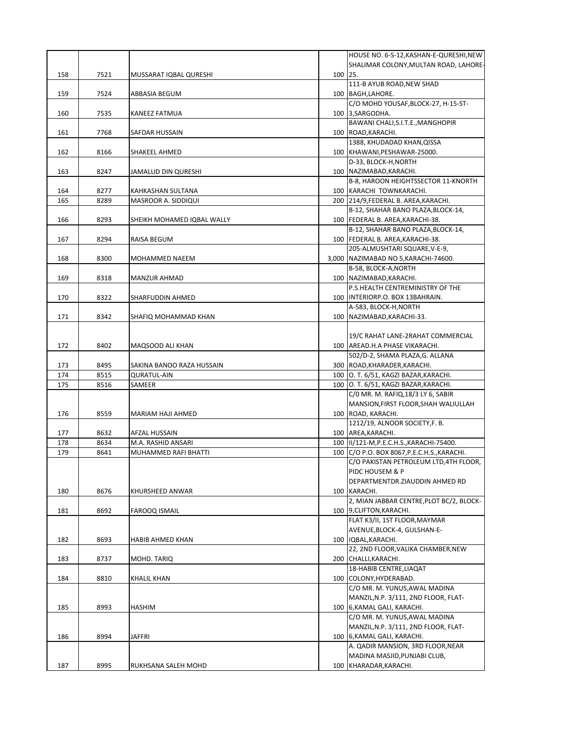| | | | | |
|---|---|---|---|---|
| 158 | 7521 | MUSSARAT IQBAL QURESHI | 100 | HOUSE NO. 6-S-12,KASHAN-E-QURESHI,NEW SHALIMAR COLONY,MULTAN ROAD, LAHORE-25. |
| 159 | 7524 | ABBASIA BEGUM | 100 | 111-B AYUB ROAD,NEW SHAD BAGH,LAHORE. |
| 160 | 7535 | KANEEZ FATMUA | 100 | C/O MOHD YOUSAF,BLOCK-27, H-15-ST-3,SARGODHA. |
| 161 | 7768 | SAFDAR HUSSAIN | 100 | BAWANI CHALI,S.I.T.E.,MANGHOPIR ROAD,KARACHI. |
| 162 | 8166 | SHAKEEL AHMED | 100 | 1388, KHUDADAD KHAN,QISSA KHAWANI,PESHAWAR-25000. |
| 163 | 8247 | JAMALUD DIN QURESHI | 100 | D-33, BLOCK-H,NORTH NAZIMABAD,KARACHI. |
| 164 | 8277 | KAHKASHAN SULTANA | 100 | B-8, HAROON HEIGHTSSECTOR 11-KNORTH KARACHI TOWNKARACHI. |
| 165 | 8289 | MASROOR A. SIDDIQUI | 200 | 214/9,FEDERAL B. AREA,KARACHI. |
| 166 | 8293 | SHEIKH MOHAMED IQBAL WALLY | 100 | B-12, SHAHAR BANO PLAZA,BLOCK-14, FEDERAL B. AREA,KARACHI-38. |
| 167 | 8294 | RAISA BEGUM | 100 | B-12, SHAHAR BANO PLAZA,BLOCK-14, FEDERAL B. AREA,KARACHI-38. |
| 168 | 8300 | MOHAMMED NAEEM | 3,000 | 205-ALMUSHTARI SQUARE,V-E-9, NAZIMABAD NO 5,KARACHI-74600. |
| 169 | 8318 | MANZUR AHMAD | 100 | B-58, BLOCK-A,NORTH NAZIMABAD,KARACHI. |
| 170 | 8322 | SHARFUDDIN AHMED | 100 | P.S.HEALTH CENTREMINISTRY OF THE INTERIORP.O. BOX 13BAHRAIN. |
| 171 | 8342 | SHAFIQ MOHAMMAD KHAN | 100 | A-583, BLOCK-H,NORTH NAZIMABAD,KARACHI-33. |
| 172 | 8402 | MAQSOOD ALI KHAN | 100 | 19/C RAHAT LANE-2RAHAT COMMERCIAL AREAD.H.A PHASE VIKARACHI. |
| 173 | 8495 | SAKINA BANOO RAZA HUSSAIN | 300 | 502/D-2, SHAMA PLAZA,G. ALLANA ROAD,KHARADER,KARACHI. |
| 174 | 8515 | QURATUL-AIN | 100 | O. T. 6/51, KAGZI BAZAR,KARACHI. |
| 175 | 8516 | SAMEER | 100 | O. T. 6/51, KAGZI BAZAR,KARACHI. |
| 176 | 8559 | MARIAM HAJI AHMED | 100 | C/0 MR. M. RAFIQ,18/3 LY 6, SABIR MANSION,FIRST FLOOR,SHAH WALIULLAH ROAD, KARACHI. |
| 177 | 8632 | AFZAL HUSSAIN | 100 | 1212/19, ALNOOR SOCIETY,F. B. AREA,KARACHI. |
| 178 | 8634 | M.A. RASHID ANSARI | 100 | II/121-M,P.E.C.H.S.,KARACHI-75400. |
| 179 | 8641 | MUHAMMED RAFI BHATTI | 100 | C/O P.O. BOX 8067,P.E.C.H.S.,KARACHI. |
| 180 | 8676 | KHURSHEED ANWAR | 100 | C/O PAKISTAN PETROLEUM LTD,4TH FLOOR, PIDC HOUSEM & P DEPARTMENTDR.ZIAUDDIN AHMED RD KARACHI. |
| 181 | 8692 | FAROOQ ISMAIL | 100 | 2, MIAN JABBAR CENTRE,PLOT BC/2, BLOCK-9,CLIFTON,KARACHI. |
| 182 | 8693 | HABIB AHMED KHAN | 100 | FLAT K3/II, 1ST FLOOR,MAYMAR AVENUE,BLOCK-4, GULSHAN-E-IQBAL,KARACHI. |
| 183 | 8737 | MOHD. TARIQ | 200 | 22, 2ND FLOOR,VALIKA CHAMBER,NEW CHALLI,KARACHI. |
| 184 | 8810 | KHALIL KHAN | 100 | 18-HABIB CENTRE,LIAQAT COLONY,HYDERABAD. |
| 185 | 8993 | HASHIM | 100 | C/O MR. M. YUNUS,AWAL MADINA MANZIL,N.P. 3/111, 2ND FLOOR, FLAT-6,KAMAL GALI, KARACHI. |
| 186 | 8994 | JAFFRI | 100 | C/O MR. M. YUNUS,AWAL MADINA MANZIL,N.P. 3/111, 2ND FLOOR, FLAT-6,KAMAL GALI, KARACHI. |
| 187 | 8995 | RUKHSANA SALEH MOHD | 100 | A. QADIR MANSION, 3RD FLOOR,NEAR MADINA MASJID,PUNJABI CLUB, KHARADAR,KARACHI. |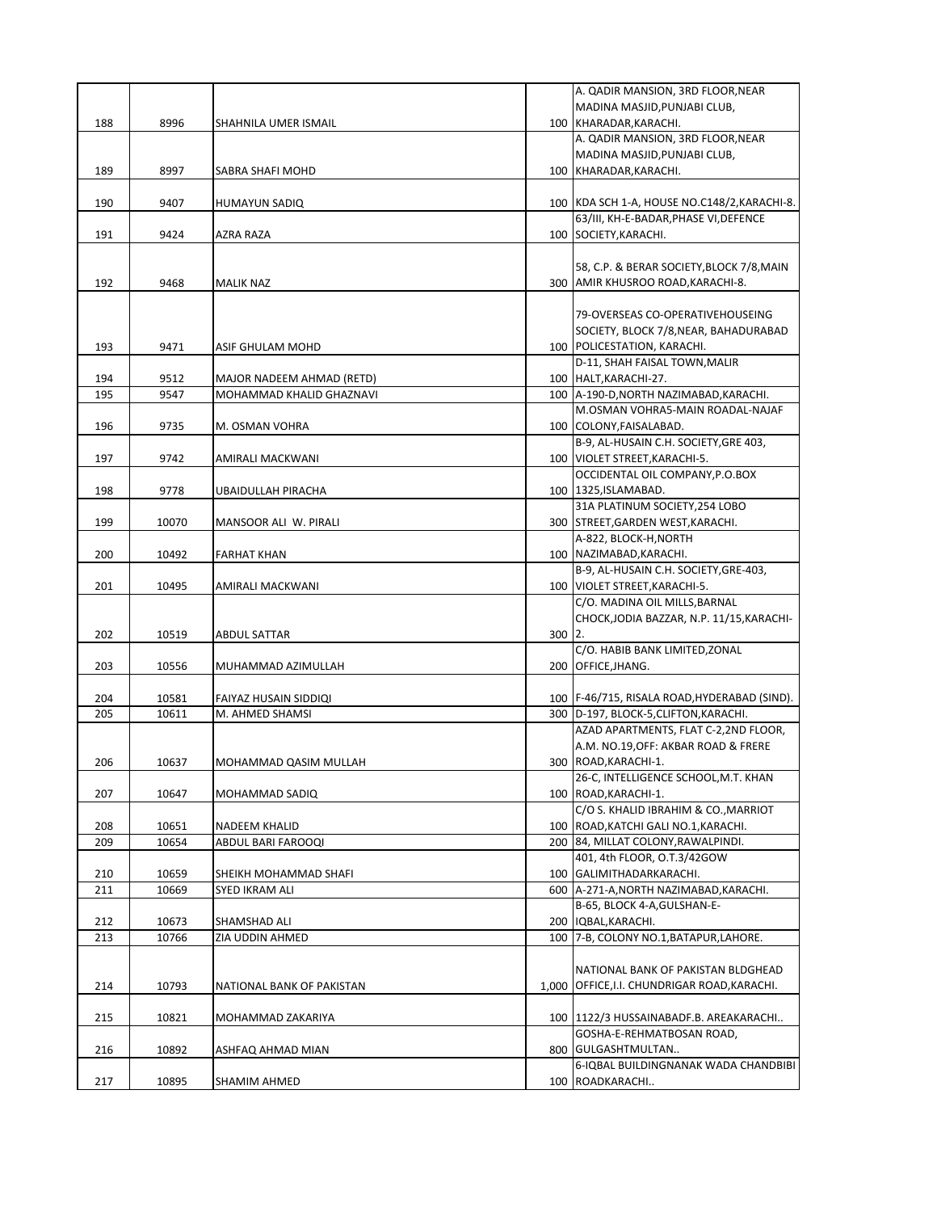| | | | | |
|---|---|---|---|---|
| 188 | 8996 | SHAHNILA UMER ISMAIL | 100 | A. QADIR MANSION, 3RD FLOOR,NEAR MADINA MASJID,PUNJABI CLUB, KHARADAR,KARACHI. |
| 189 | 8997 | SABRA SHAFI MOHD | 100 | A. QADIR MANSION, 3RD FLOOR,NEAR MADINA MASJID,PUNJABI CLUB, KHARADAR,KARACHI. |
| 190 | 9407 | HUMAYUN SADIQ | 100 | KDA SCH 1-A, HOUSE NO.C148/2,KARACHI-8. |
| 191 | 9424 | AZRA RAZA | 100 | 63/III, KH-E-BADAR,PHASE VI,DEFENCE SOCIETY,KARACHI. |
| 192 | 9468 | MALIK NAZ | 300 | 58, C.P. & BERAR SOCIETY,BLOCK 7/8,MAIN AMIR KHUSROO ROAD,KARACHI-8. |
| 193 | 9471 | ASIF GHULAM MOHD | 100 | 79-OVERSEAS CO-OPERATIVEHOUSEING SOCIETY, BLOCK 7/8,NEAR, BAHADURABAD POLICESTATION, KARACHI. |
| 194 | 9512 | MAJOR NADEEM AHMAD (RETD) | 100 | D-11, SHAH FAISAL TOWN,MALIR HALT,KARACHI-27. |
| 195 | 9547 | MOHAMMAD KHALID GHAZNAVI | 100 | A-190-D,NORTH NAZIMABAD,KARACHI. |
| 196 | 9735 | M. OSMAN VOHRA | 100 | M.OSMAN VOHRA5-MAIN ROADAL-NAJAF COLONY,FAISALABAD. |
| 197 | 9742 | AMIRALI MACKWANI | 100 | B-9, AL-HUSAIN C.H. SOCIETY,GRE 403, VIOLET STREET,KARACHI-5. |
| 198 | 9778 | UBAIDULLAH PIRACHA | 100 | OCCIDENTAL OIL COMPANY,P.O.BOX 1325,ISLAMABAD. |
| 199 | 10070 | MANSOOR ALI W. PIRALI | 300 | 31A PLATINUM SOCIETY,254 LOBO STREET,GARDEN WEST,KARACHI. |
| 200 | 10492 | FARHAT KHAN | 100 | A-822, BLOCK-H,NORTH NAZIMABAD,KARACHI. |
| 201 | 10495 | AMIRALI MACKWANI | 100 | B-9, AL-HUSAIN C.H. SOCIETY,GRE-403, VIOLET STREET,KARACHI-5. |
| 202 | 10519 | ABDUL SATTAR | 300 | C/O. MADINA OIL MILLS,BARNAL CHOCK,JODIA BAZZAR, N.P. 11/15,KARACHI-2. |
| 203 | 10556 | MUHAMMAD AZIMULLAH | 200 | C/O. HABIB BANK LIMITED,ZONAL OFFICE,JHANG. |
| 204 | 10581 | FAIYAZ HUSAIN SIDDIQI | 100 | F-46/715, RISALA ROAD,HYDERABAD (SIND). |
| 205 | 10611 | M. AHMED SHAMSI | 300 | D-197, BLOCK-5,CLIFTON,KARACHI. |
| 206 | 10637 | MOHAMMAD QASIM MULLAH | 300 | AZAD APARTMENTS, FLAT C-2,2ND FLOOR, A.M. NO.19,OFF: AKBAR ROAD & FRERE ROAD,KARACHI-1. |
| 207 | 10647 | MOHAMMAD SADIQ | 100 | 26-C, INTELLIGENCE SCHOOL,M.T. KHAN ROAD,KARACHI-1. |
| 208 | 10651 | NADEEM KHALID | 100 | C/O S. KHALID IBRAHIM & CO.,MARRIOT ROAD,KATCHI GALI NO.1,KARACHI. |
| 209 | 10654 | ABDUL BARI FAROOQI | 200 | 84, MILLAT COLONY,RAWALPINDI. |
| 210 | 10659 | SHEIKH MOHAMMAD SHAFI | 100 | 401, 4th FLOOR, O.T.3/42GOW GALIMITHADARKARACHI. |
| 211 | 10669 | SYED IKRAM ALI | 600 | A-271-A,NORTH NAZIMABAD,KARACHI. |
| 212 | 10673 | SHAMSHAD ALI | 200 | B-65, BLOCK 4-A,GULSHAN-E-IQBAL,KARACHI. |
| 213 | 10766 | ZIA UDDIN AHMED | 100 | 7-B, COLONY NO.1,BATAPUR,LAHORE. |
| 214 | 10793 | NATIONAL BANK OF PAKISTAN | 1,000 | NATIONAL BANK OF PAKISTAN BLDGHEAD OFFICE,I.I. CHUNDRIGAR ROAD,KARACHI. |
| 215 | 10821 | MOHAMMAD ZAKARIYA | 100 | 1122/3 HUSSAINABADF.B. AREAKARACHI.. |
| 216 | 10892 | ASHFAQ AHMAD MIAN | 800 | GOSHA-E-REHMATBOSAN ROAD, GULGASHTMULTAN.. |
| 217 | 10895 | SHAMIM AHMED | 100 | 6-IQBAL BUILDINGNANAK WADA CHANDBIBI ROADKARACHI.. |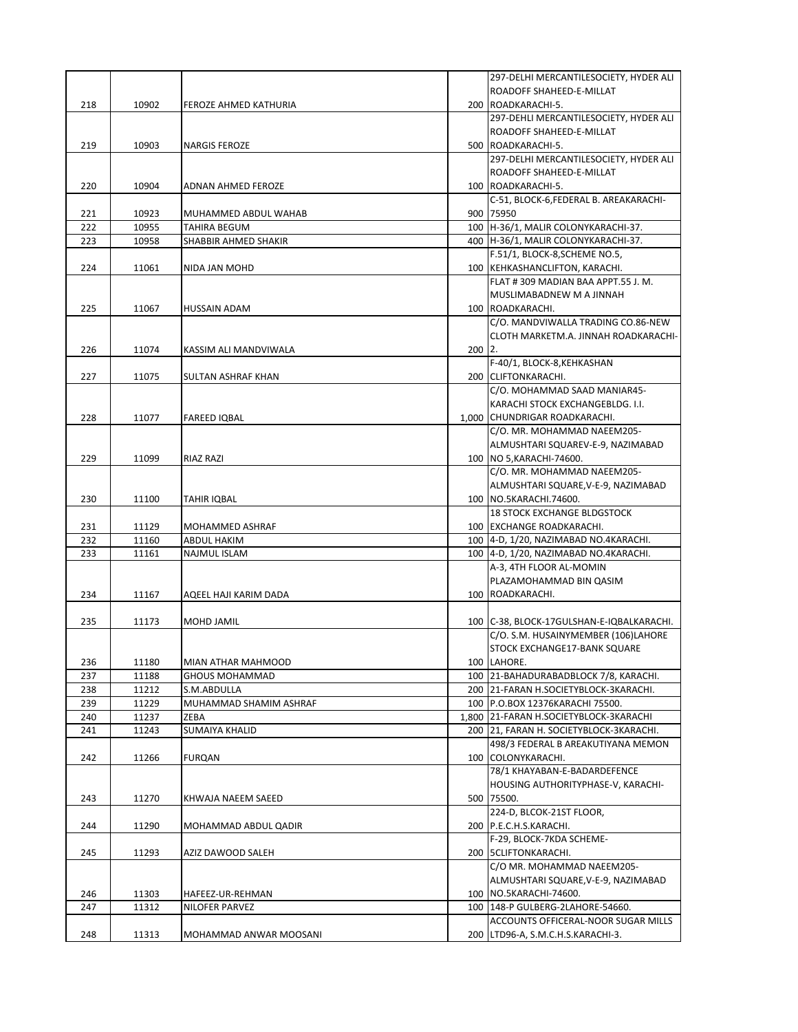| | | | | |
|---|---|---|---|---|
| 218 | 10902 | FEROZE AHMED KATHURIA | 200 | 297-DELHI MERCANTILESOCIETY, HYDER ALI ROADOFF SHAHEED-E-MILLAT ROADKARACHI-5. |
| 219 | 10903 | NARGIS FEROZE | 500 | 297-DEHLI MERCANTILESOCIETY, HYDER ALI ROADOFF SHAHEED-E-MILLAT ROADKARACHI-5. |
| 220 | 10904 | ADNAN AHMED FEROZE | 100 | 297-DELHI MERCANTILESOCIETY, HYDER ALI ROADOFF SHAHEED-E-MILLAT ROADKARACHI-5. |
| 221 | 10923 | MUHAMMED ABDUL WAHAB | 900 | C-51, BLOCK-6,FEDERAL B. AREAKARACHI-75950 |
| 222 | 10955 | TAHIRA BEGUM | 100 | H-36/1, MALIR COLONYKARACHI-37. |
| 223 | 10958 | SHABBIR AHMED SHAKIR | 400 | H-36/1, MALIR COLONYKARACHI-37. |
| 224 | 11061 | NIDA JAN MOHD | 100 | F.51/1, BLOCK-8,SCHEME NO.5, KEHKASHANCLIFTON, KARACHI. |
| 225 | 11067 | HUSSAIN ADAM | 100 | FLAT # 309 MADIAN BAA APPT.55 J. M. MUSLIMABADNEW M A JINNAH ROADKARACHI. |
| 226 | 11074 | KASSIM ALI MANDVIWALA | 200 | C/O. MANDVIWALLA TRADING CO.86-NEW CLOTH MARKETM.A. JINNAH ROADKARACHI-2. |
| 227 | 11075 | SULTAN ASHRAF KHAN | 200 | F-40/1, BLOCK-8,KEHKASHAN CLIFTONKARACHI. |
| 228 | 11077 | FAREED IQBAL | 1,000 | C/O. MOHAMMAD SAAD MANIAR45-KARACHI STOCK EXCHANGEBLDG. I.I. CHUNDRIGAR ROADKARACHI. |
| 229 | 11099 | RIAZ RAZI | 100 | C/O. MR. MOHAMMAD NAEEM205-ALMUSHTARI SQUAREV-E-9, NAZIMABAD NO 5,KARACHI-74600. |
| 230 | 11100 | TAHIR IQBAL | 100 | C/O. MR. MOHAMMAD NAEEM205-ALMUSHTARI SQUARE,V-E-9, NAZIMABAD NO.5KARACHI.74600. |
| 231 | 11129 | MOHAMMED ASHRAF | 100 | 18 STOCK EXCHANGE BLDGSTOCK EXCHANGE ROADKARACHI. |
| 232 | 11160 | ABDUL HAKIM | 100 | 4-D, 1/20, NAZIMABAD NO.4KARACHI. |
| 233 | 11161 | NAJMUL ISLAM | 100 | 4-D, 1/20, NAZIMABAD NO.4KARACHI. |
| 234 | 11167 | AQEEL HAJI KARIM DADA | 100 | A-3, 4TH FLOOR AL-MOMIN PLAZAMOHAMMAD BIN QASIM ROADKARACHI. |
| 235 | 11173 | MOHD JAMIL | 100 | C-38, BLOCK-17GULSHAN-E-IQBALKARACHI. |
| 236 | 11180 | MIAN ATHAR MAHMOOD | 100 | C/O. S.M. HUSAINYMEMBER (106)LAHORE STOCK EXCHANGE17-BANK SQUARE LAHORE. |
| 237 | 11188 | GHOUS MOHAMMAD | 100 | 21-BAHADURABADBLOCK 7/8, KARACHI. |
| 238 | 11212 | S.M.ABDULLA | 200 | 21-FARAN H.SOCIETYBLOCK-3KARACHI. |
| 239 | 11229 | MUHAMMAD SHAMIM ASHRAF | 100 | P.O.BOX 12376KARACHI 75500. |
| 240 | 11237 | ZEBA | 1,800 | 21-FARAN H.SOCIETYBLOCK-3KARACHI |
| 241 | 11243 | SUMAIYA KHALID | 200 | 21, FARAN H. SOCIETYBLOCK-3KARACHI. |
| 242 | 11266 | FURQAN | 100 | 498/3 FEDERAL B AREAKUTIYANA MEMON COLONYKARACHI. |
| 243 | 11270 | KHWAJA NAEEM SAEED | 500 | 78/1 KHAYABAN-E-BADARDEFENCE HOUSING AUTHORITYPHASE-V, KARACHI-75500. |
| 244 | 11290 | MOHAMMAD ABDUL QADIR | 200 | 224-D, BLCOK-21ST FLOOR, P.E.C.H.S.KARACHI. |
| 245 | 11293 | AZIZ DAWOOD SALEH | 200 | F-29, BLOCK-7KDA SCHEME-5CLIFTONKARACHI. |
| 246 | 11303 | HAFEEZ-UR-REHMAN | 100 | C/O MR. MOHAMMAD NAEEM205-ALMUSHTARI SQUARE,V-E-9, NAZIMABAD NO.5KARACHI-74600. |
| 247 | 11312 | NILOFER PARVEZ | 100 | 148-P GULBERG-2LAHORE-54660. |
| 248 | 11313 | MOHAMMAD ANWAR MOOSANI | 200 | ACCOUNTS OFFICERAL-NOOR SUGAR MILLS LTD96-A, S.M.C.H.S.KARACHI-3. |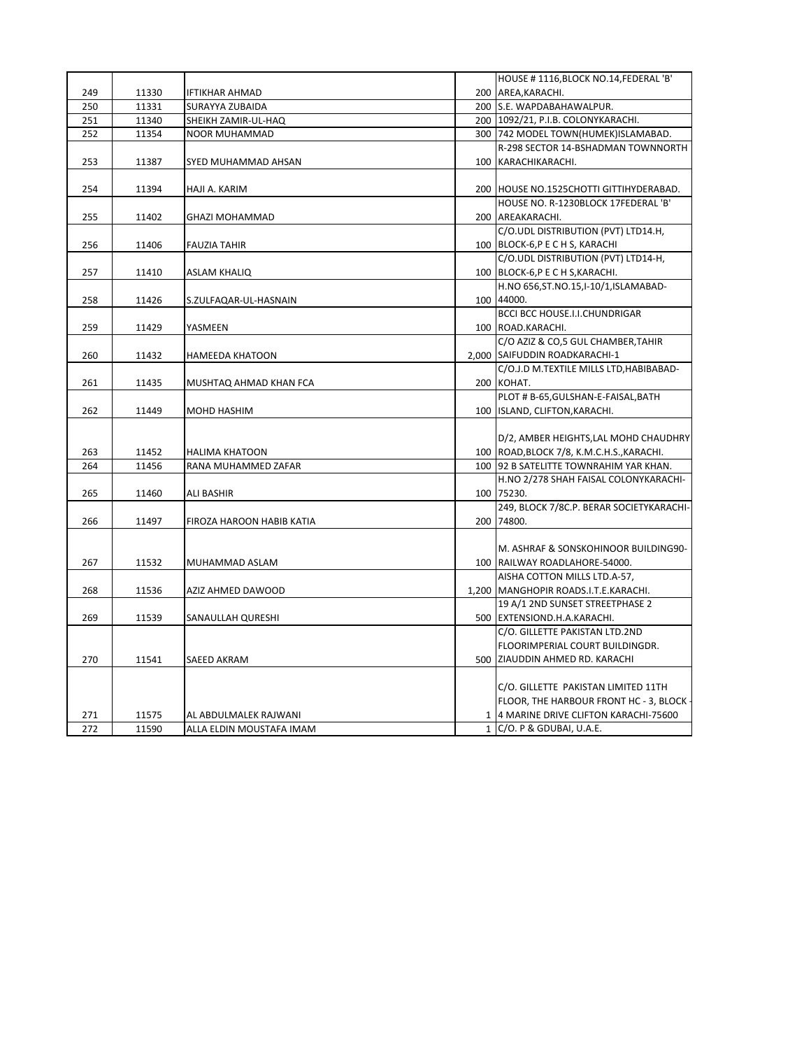| | | | | |
|---|---|---|---|---|
| 249 | 11330 | IFTIKHAR AHMAD | 200 | HOUSE # 1116,BLOCK NO.14,FEDERAL 'B' AREA,KARACHI. |
| 250 | 11331 | SURAYYA ZUBAIDA | 200 | S.E. WAPDABAHAWALPUR. |
| 251 | 11340 | SHEIKH ZAMIR-UL-HAQ | 200 | 1092/21, P.I.B. COLONYKARACHI. |
| 252 | 11354 | NOOR MUHAMMAD | 300 | 742 MODEL TOWN(HUMEK)ISLAMABAD. |
| 253 | 11387 | SYED MUHAMMAD AHSAN | 100 | R-298 SECTOR 14-BSHADMAN TOWNNORTH KARACHIKARACHI. |
| 254 | 11394 | HAJI A. KARIM | 200 | HOUSE NO.1525CHOTTI GITTIHYDERABAD. |
| 255 | 11402 | GHAZI MOHAMMAD | 200 | HOUSE NO. R-1230BLOCK 17FEDERAL 'B' AREAKARACHI. |
| 256 | 11406 | FAUZIA TAHIR | 100 | C/O.UDL DISTRIBUTION (PVT) LTD14.H, BLOCK-6,P E C H S, KARACHI |
| 257 | 11410 | ASLAM KHALIQ | 100 | C/O.UDL DISTRIBUTION (PVT) LTD14-H, BLOCK-6,P E C H S,KARACHI. |
| 258 | 11426 | S.ZULFAQAR-UL-HASNAIN | 100 | H.NO 656,ST.NO.15,I-10/1,ISLAMABAD-44000. |
| 259 | 11429 | YASMEEN | 100 | BCCI BCC HOUSE.I.I.CHUNDRIGAR ROAD.KARACHI. |
| 260 | 11432 | HAMEEDA KHATOON | 2,000 | C/O AZIZ & CO,5 GUL CHAMBER,TAHIR SAIFUDDIN ROADKARACHI-1 |
| 261 | 11435 | MUSHTAQ AHMAD KHAN FCA | 200 | C/O.J.D M.TEXTILE MILLS LTD,HABIBABAD-KOHAT. |
| 262 | 11449 | MOHD HASHIM | 100 | PLOT # B-65,GULSHAN-E-FAISAL,BATH ISLAND, CLIFTON,KARACHI. |
| 263 | 11452 | HALIMA KHATOON | 100 | D/2, AMBER HEIGHTS,LAL MOHD CHAUDHRY ROAD,BLOCK 7/8, K.M.C.H.S.,KARACHI. |
| 264 | 11456 | RANA MUHAMMED ZAFAR | 100 | 92 B SATELITTE TOWNRAHIM YAR KHAN. |
| 265 | 11460 | ALI BASHIR | 100 | H.NO 2/278 SHAH FAISAL COLONYKARACHI-75230. |
| 266 | 11497 | FIROZA HAROON HABIB KATIA | 200 | 249, BLOCK 7/8C.P. BERAR SOCIETYKARACHI-74800. |
| 267 | 11532 | MUHAMMAD ASLAM | 100 | M. ASHRAF & SONSKOHINOOR BUILDING90-RAILWAY ROADLAHORE-54000. |
| 268 | 11536 | AZIZ AHMED DAWOOD | 1,200 | AISHA COTTON MILLS LTD.A-57, MANGHOPIR ROADS.I.T.E.KARACHI. |
| 269 | 11539 | SANAULLAH QURESHI | 500 | 19 A/1 2ND SUNSET STREETPHASE 2 EXTENSIOND.H.A.KARACHI. |
| 270 | 11541 | SAEED AKRAM | 500 | C/O. GILLETTE PAKISTAN LTD.2ND FLOORIMPERIAL COURT BUILDINGDR. ZIAUDDIN AHMED RD. KARACHI |
| 271 | 11575 | AL ABDULMALEK RAJWANI | 1 | C/O. GILLETTE PAKISTAN LIMITED 11TH FLOOR, THE HARBOUR FRONT HC - 3, BLOCK - 4 MARINE DRIVE CLIFTON KARACHI-75600 |
| 272 | 11590 | ALLA ELDIN MOUSTAFA IMAM | 1 | C/O. P & GDUBAI, U.A.E. |